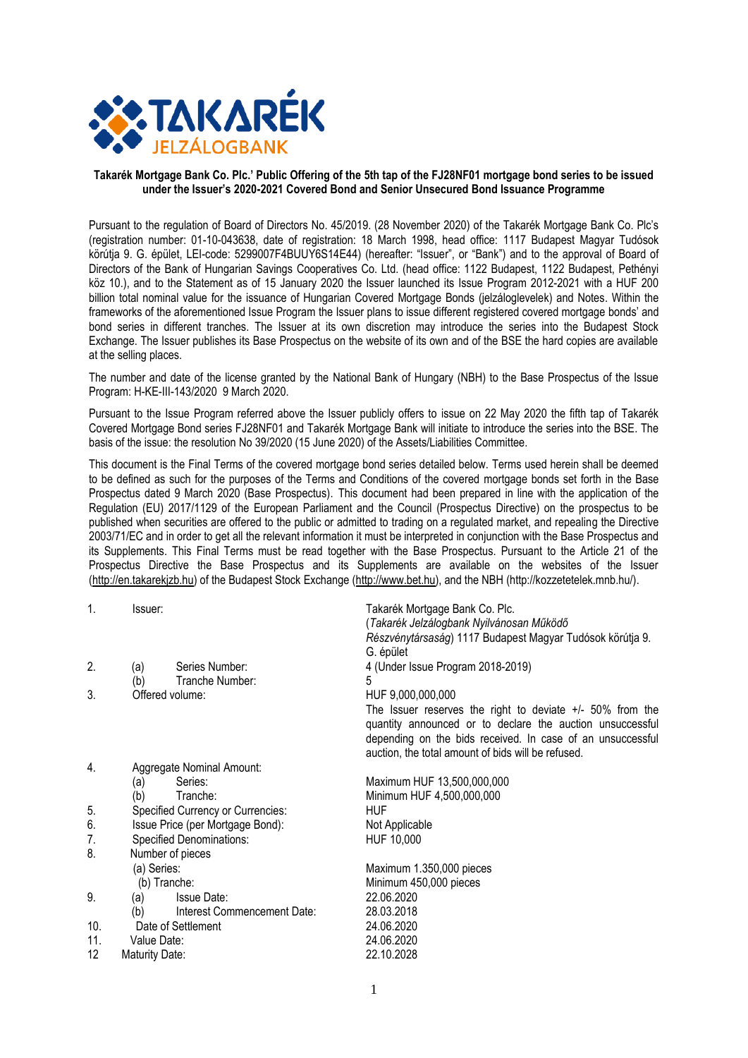TAKARÉK JELZÁLOGBANK

**Takarék Mortgage Bank Co. Plc.' Public Offering of the 5th tap of the FJ28NF01 mortgage bond series to be issued under the Issuer's 2020-2021 Covered Bond and Senior Unsecured Bond Issuance Programme**

Pursuant to the regulation of Board of Directors No. 45/2019. (28 November 2020) of the Takarék Mortgage Bank Co. Plc's (registration number: 01-10-043638, date of registration: 18 March 1998, head office: 1117 Budapest Magyar Tudósok körútja 9. G. épület, LEI-code: 5299007F4BUUY6S14E44) (hereafter: "Issuer", or "Bank") and to the approval of Board of Directors of the Bank of Hungarian Savings Cooperatives Co. Ltd. (head office: 1122 Budapest, 1122 Budapest, Pethényi köz 10.), and to the Statement as of 15 January 2020 the Issuer launched its Issue Program 2012-2021 with a HUF 200 billion total nominal value for the issuance of Hungarian Covered Mortgage Bonds (jelzáloglevelek) and Notes. Within the frameworks of the aforementioned Issue Program the Issuer plans to issue different registered covered mortgage bonds' and bond series in different tranches. The Issuer at its own discretion may introduce the series into the Budapest Stock Exchange. The Issuer publishes its Base Prospectus on the website of its own and of the BSE the hard copies are available at the selling places.

The number and date of the license granted by the National Bank of Hungary (NBH) to the Base Prospectus of the Issue Program: H-KE-III-143/2020 9 March 2020.

Pursuant to the Issue Program referred above the Issuer publicly offers to issue on 22 May 2020 the fifth tap of Takarék Covered Mortgage Bond series FJ28NF01 and Takarék Mortgage Bank will initiate to introduce the series into the BSE. The basis of the issue: the resolution No 39/2020 (15 June 2020) of the Assets/Liabilities Committee.

This document is the Final Terms of the covered mortgage bond series detailed below. Terms used herein shall be deemed to be defined as such for the purposes of the Terms and Conditions of the covered mortgage bonds set forth in the Base Prospectus dated 9 March 2020 (Base Prospectus). This document had been prepared in line with the application of the Regulation (EU) 2017/1129 of the European Parliament and the Council (Prospectus Directive) on the prospectus to be published when securities are offered to the public or admitted to trading on a regulated market, and repealing the Directive 2003/71/EC and in order to get all the relevant information it must be interpreted in conjunction with the Base Prospectus and its Supplements. This Final Terms must be read together with the Base Prospectus. Pursuant to the Article 21 of the Prospectus Directive the Base Prospectus and its Supplements are available on the websites of the Issuer (http://en.takarekjzb.hu) of the Budapest Stock Exchange (http://www.bet.hu), and the NBH (http://kozzetetelek.mnb.hu/).

| | | |
|---|---|---|
| 1. | Issuer: | Takarék Mortgage Bank Co. Plc. (*Takarék Jelzálogbank Nyilvánosan Működő Részvénytársaság*) 1117 Budapest Magyar Tudósok körútja 9. G. épület |
| 2. | (a) Series Number: | 4 (Under Issue Program 2018-2019) |
| | (b) Tranche Number: | 5 |
| 3. | Offered volume: | HUF 9,000,000,000<br>The Issuer reserves the right to deviate +/- 50% from the quantity announced or to declare the auction unsuccessful depending on the bids received. In case of an unsuccessful auction, the total amount of bids will be refused. |
| 4. | Aggregate Nominal Amount: | |
| | (a) Series: | Maximum HUF 13,500,000,000 |
| | (b) Tranche: | Minimum HUF 4,500,000,000 |
| 5. | Specified Currency or Currencies: | HUF |
| 6. | Issue Price (per Mortgage Bond): | Not Applicable |
| 7. | Specified Denominations: | HUF 10,000 |
| 8. | Number of pieces | |
| | (a) Series: | Maximum 1.350,000 pieces |
| | (b) Tranche: | Minimum 450,000 pieces |
| 9. | (a) Issue Date: | 22.06.2020 |
| | (b) Interest Commencement Date: | 28.03.2018 |
| 10. | Date of Settlement | 24.06.2020 |
| 11. | Value Date: | 24.06.2020 |
| 12 | Maturity Date: | 22.10.2028 |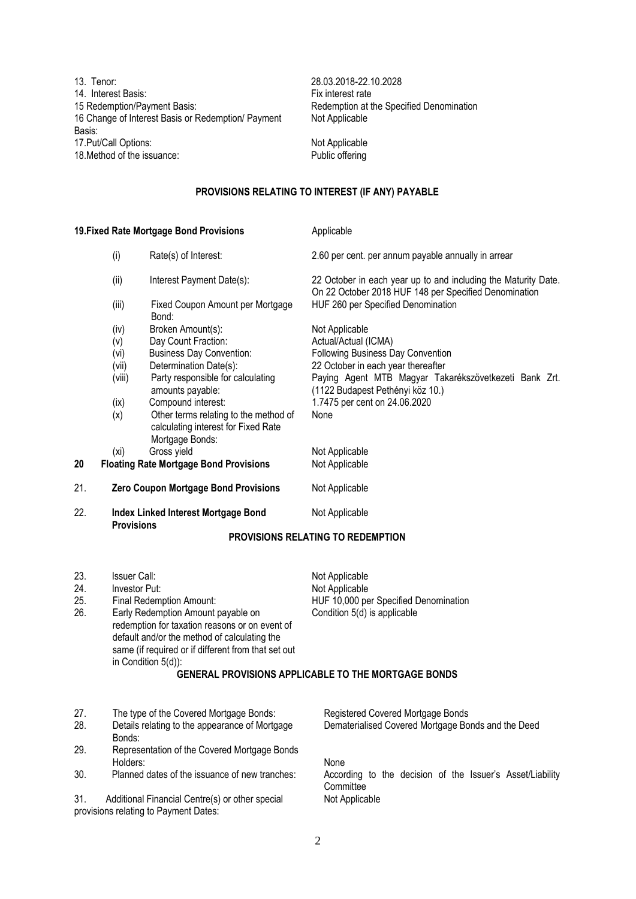| | |
|---|---|
| 13. Tenor: | 28.03.2018-22.10.2028 |
| 14. Interest Basis: | Fix interest rate |
| 15 Redemption/Payment Basis: | Redemption at the Specified Denomination |
| 16 Change of Interest Basis or Redemption/ Payment Basis: | Not Applicable |
| 17.Put/Call Options: | Not Applicable |
| 18.Method of the issuance: | Public offering |

## PROVISIONS RELATING TO INTEREST (IF ANY) PAYABLE

| | | | |
|---|---|---|---|
| **19.** | **Fixed Rate Mortgage Bond Provisions** | | Applicable |
| | (i) | Rate(s) of Interest: | 2.60 per cent. per annum payable annually in arrear |
| | (ii) | Interest Payment Date(s): | 22 October in each year up to and including the Maturity Date. On 22 October 2018 HUF 148 per Specified Denomination |
| | (iii) | Fixed Coupon Amount per Mortgage Bond: | HUF 260 per Specified Denomination |
| | (iv) | Broken Amount(s): | Not Applicable |
| | (v) | Day Count Fraction: | Actual/Actual (ICMA) |
| | (vi) | Business Day Convention: | Following Business Day Convention |
| | (vii) | Determination Date(s): | 22 October in each year thereafter |
| | (viii) | Party responsible for calculating amounts payable: | Paying Agent MTB Magyar Takarékszövetkezeti Bank Zrt. (1122 Budapest Pethényi köz 10.) |
| | (ix) | Compound interest: | 1.7475 per cent on 24.06.2020 |
| | (x) | Other terms relating to the method of calculating interest for Fixed Rate Mortgage Bonds: | None |
| | (xi) | Gross yield | Not Applicable |
| **20** | **Floating Rate Mortgage Bond Provisions** | | Not Applicable |
| 21. | **Zero Coupon Mortgage Bond Provisions** | | Not Applicable |
| 22. | **Index Linked Interest Mortgage Bond Provisions** | | Not Applicable |

## PROVISIONS RELATING TO REDEMPTION

| | | |
|---|---|---|
| 23. | Issuer Call: | Not Applicable |
| 24. | Investor Put: | Not Applicable |
| 25. | Final Redemption Amount: | HUF 10,000 per Specified Denomination |
| 26. | Early Redemption Amount payable on redemption for taxation reasons or on event of default and/or the method of calculating the same (if required or if different from that set out in Condition 5(d)): | Condition 5(d) is applicable |

## GENERAL PROVISIONS APPLICABLE TO THE MORTGAGE BONDS

| | | |
|---|---|---|
| 27. | The type of the Covered Mortgage Bonds: | Registered Covered Mortgage Bonds |
| 28. | Details relating to the appearance of Mortgage Bonds: | Dematerialised Covered Mortgage Bonds and the Deed |
| 29. | Representation of the Covered Mortgage Bonds Holders: | None |
| 30. | Planned dates of the issuance of new tranches: | According to the decision of the Issuer's Asset/Liability Committee |
| 31. | Additional Financial Centre(s) or other special provisions relating to Payment Dates: | Not Applicable |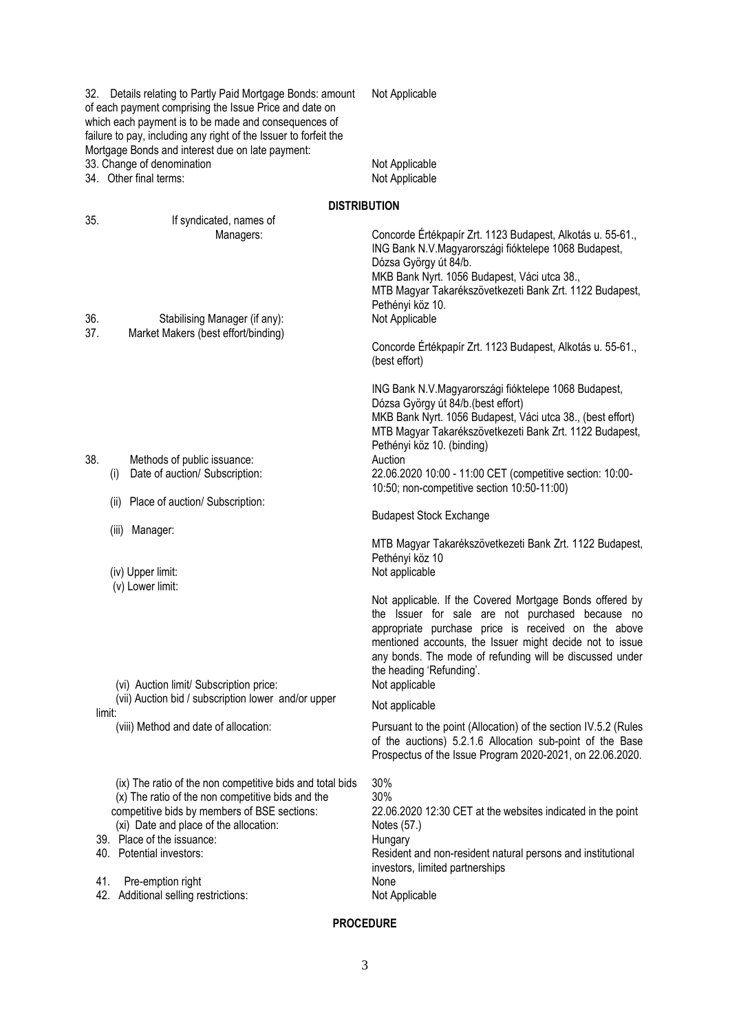| | |
|---|---|
| 32. Details relating to Partly Paid Mortgage Bonds: amount of each payment comprising the Issue Price and date on which each payment is to be made and consequences of failure to pay, including any right of the Issuer to forfeit the Mortgage Bonds and interest due on late payment: | Not Applicable |
| 33. Change of denomination | Not Applicable |
| 34. Other final terms: | Not Applicable |

## DISTRIBUTION

| | |
|---|---|
| 35. If syndicated, names of Managers: | Concorde Értékpapír Zrt. 1123 Budapest, Alkotás u. 55-61., ING Bank N.V.Magyarországi fióktelepe 1068 Budapest, Dózsa György út 84/b. MKB Bank Nyrt. 1056 Budapest, Váci utca 38., MTB Magyar Takarékszövetkezeti Bank Zrt. 1122 Budapest, Pethényi köz 10. |
| 36. Stabilising Manager (if any): | Not Applicable |
| 37. Market Makers (best effort/binding) | Concorde Értékpapír Zrt. 1123 Budapest, Alkotás u. 55-61., (best effort)<br><br>ING Bank N.V.Magyarországi fióktelepe 1068 Budapest, Dózsa György út 84/b.(best effort)<br>MKB Bank Nyrt. 1056 Budapest, Váci utca 38., (best effort)<br>MTB Magyar Takarékszövetkezeti Bank Zrt. 1122 Budapest, Pethényi köz 10. (binding) |
| 38. Methods of public issuance: | Auction |
| (i) Date of auction/ Subscription: | 22.06.2020 10:00 - 11:00 CET (competitive section: 10:00-10:50; non-competitive section 10:50-11:00) |
| (ii) Place of auction/ Subscription: | Budapest Stock Exchange |
| (iii) Manager: | MTB Magyar Takarékszövetkezeti Bank Zrt. 1122 Budapest, Pethényi köz 10 |
| (iv) Upper limit: | Not applicable |
| (v) Lower limit: | Not applicable. If the Covered Mortgage Bonds offered by the Issuer for sale are not purchased because no appropriate purchase price is received on the above mentioned accounts, the Issuer might decide not to issue any bonds. The mode of refunding will be discussed under the heading 'Refunding'. |
| (vi) Auction limit/ Subscription price: | Not applicable |
| (vii) Auction bid / subscription lower and/or upper limit: | Not applicable |
| (viii) Method and date of allocation: | Pursuant to the point (Allocation) of the section IV.5.2 (Rules of the auctions) 5.2.1.6 Allocation sub-point of the Base Prospectus of the Issue Program 2020-2021, on 22.06.2020. |
| (ix) The ratio of the non competitive bids and total bids | 30% |
| (x) The ratio of the non competitive bids and the competitive bids by members of BSE sections: | 30% |
| (xi) Date and place of the allocation: | 22.06.2020 12:30 CET at the websites indicated in the point Notes (57.) |
| 39. Place of the issuance: | Hungary |
| 40. Potential investors: | Resident and non-resident natural persons and institutional investors, limited partnerships |
| 41. Pre-emption right | None |
| 42. Additional selling restrictions: | Not Applicable |

## PROCEDURE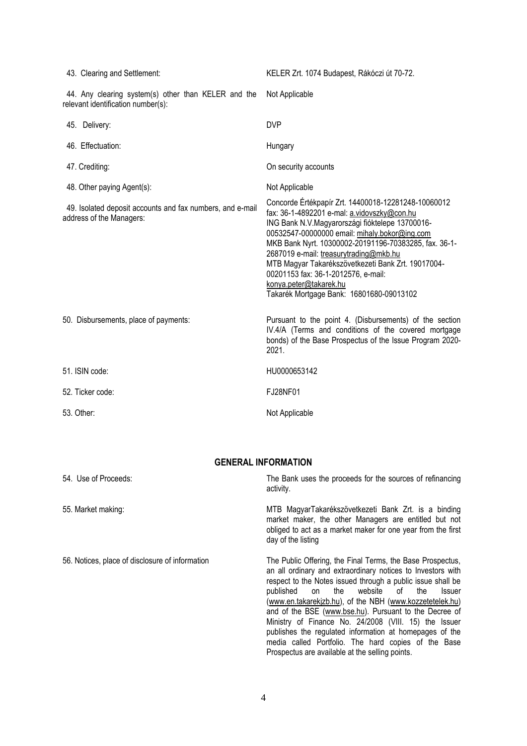| | |
|---|---|
| 43. Clearing and Settlement: | KELER Zrt. 1074 Budapest, Rákóczi út 70-72. |
| 44. Any clearing system(s) other than KELER and the relevant identification number(s): | Not Applicable |
| 45. Delivery: | DVP |
| 46. Effectuation: | Hungary |
| 47. Crediting: | On security accounts |
| 48. Other paying Agent(s): | Not Applicable |
| 49. Isolated deposit accounts and fax numbers, and e-mail address of the Managers: | Concorde Értékpapír Zrt. 14400018-12281248-10060012 fax: 36-1-4892201 e-mal: a.vidovszky@con.hu<br>ING Bank N.V.Magyarországi fióktelepe 13700016-00532547-00000000 email: mihaly.bokor@ing.com<br>MKB Bank Nyrt. 10300002-20191196-70383285, fax. 36-1-2687019 e-mail: treasurytrading@mkb.hu<br>MTB Magyar Takarékszövetkezeti Bank Zrt. 19017004-00201153 fax: 36-1-2012576, e-mail: konya.peter@takarek.hu<br>Takarék Mortgage Bank: 16801680-09013102 |
| 50. Disbursements, place of payments: | Pursuant to the point 4. (Disbursements) of the section IV.4/A (Terms and conditions of the covered mortgage bonds) of the Base Prospectus of the Issue Program 2020-2021. |
| 51. ISIN code: | HU0000653142 |
| 52. Ticker code: | FJ28NF01 |
| 53. Other: | Not Applicable |

## GENERAL INFORMATION

| | |
|---|---|
| 54. Use of Proceeds: | The Bank uses the proceeds for the sources of refinancing activity. |
| 55. Market making: | MTB MagyarTakarékszövetkezeti Bank Zrt. is a binding market maker, the other Managers are entitled but not obliged to act as a market maker for one year from the first day of the listing |
| 56. Notices, place of disclosure of information | The Public Offering, the Final Terms, the Base Prospectus, an all ordinary and extraordinary notices to Investors with respect to the Notes issued through a public issue shall be published on the website of the Issuer (www.en.takarekjzb.hu), of the NBH (www.kozzetetelek.hu) and of the BSE (www.bse.hu). Pursuant to the Decree of Ministry of Finance No. 24/2008 (VIII. 15) the Issuer publishes the regulated information at homepages of the media called Portfolio. The hard copies of the Base Prospectus are available at the selling points. |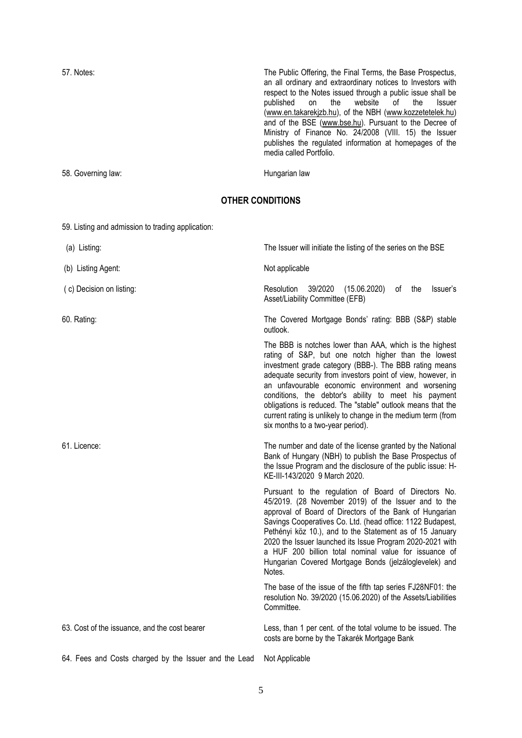| | |
|---|---|
| 57. Notes: | The Public Offering, the Final Terms, the Base Prospectus, an all ordinary and extraordinary notices to Investors with respect to the Notes issued through a public issue shall be published on the website of the Issuer (www.en.takarekjzb.hu), of the NBH (www.kozzetetelek.hu) and of the BSE (www.bse.hu). Pursuant to the Decree of Ministry of Finance No. 24/2008 (VIII. 15) the Issuer publishes the regulated information at homepages of the media called Portfolio. |
| 58. Governing law: | Hungarian law |

## OTHER CONDITIONS

| | |
|---|---|
| 59. Listing and admission to trading application: | |
| (a) Listing: | The Issuer will initiate the listing of the series on the BSE |
| (b) Listing Agent: | Not applicable |
| ( c) Decision on listing: | Resolution 39/2020 (15.06.2020) of the Issuer's Asset/Liability Committee (EFB) |
| 60. Rating: | The Covered Mortgage Bonds' rating: BBB (S&P) stable outlook.<br><br>The BBB is notches lower than AAA, which is the highest rating of S&P, but one notch higher than the lowest investment grade category (BBB-). The BBB rating means adequate security from investors point of view, however, in an unfavourable economic environment and worsening conditions, the debtor's ability to meet his payment obligations is reduced. The "stable" outlook means that the current rating is unlikely to change in the medium term (from six months to a two-year period). |
| 61. Licence: | The number and date of the license granted by the National Bank of Hungary (NBH) to publish the Base Prospectus of the Issue Program and the disclosure of the public issue: H-KE-III-143/2020 9 March 2020.<br><br>Pursuant to the regulation of Board of Directors No. 45/2019. (28 November 2019) of the Issuer and to the approval of Board of Directors of the Bank of Hungarian Savings Cooperatives Co. Ltd. (head office: 1122 Budapest, Pethényi köz 10.), and to the Statement as of 15 January 2020 the Issuer launched its Issue Program 2020-2021 with a HUF 200 billion total nominal value for issuance of Hungarian Covered Mortgage Bonds (jelzáloglevelek) and Notes.<br><br>The base of the issue of the fifth tap series FJ28NF01: the resolution No. 39/2020 (15.06.2020) of the Assets/Liabilities Committee. |
| 63. Cost of the issuance, and the cost bearer | Less, than 1 per cent. of the total volume to be issued. The costs are borne by the Takarék Mortgage Bank |
| 64. Fees and Costs charged by the Issuer and the Lead | Not Applicable |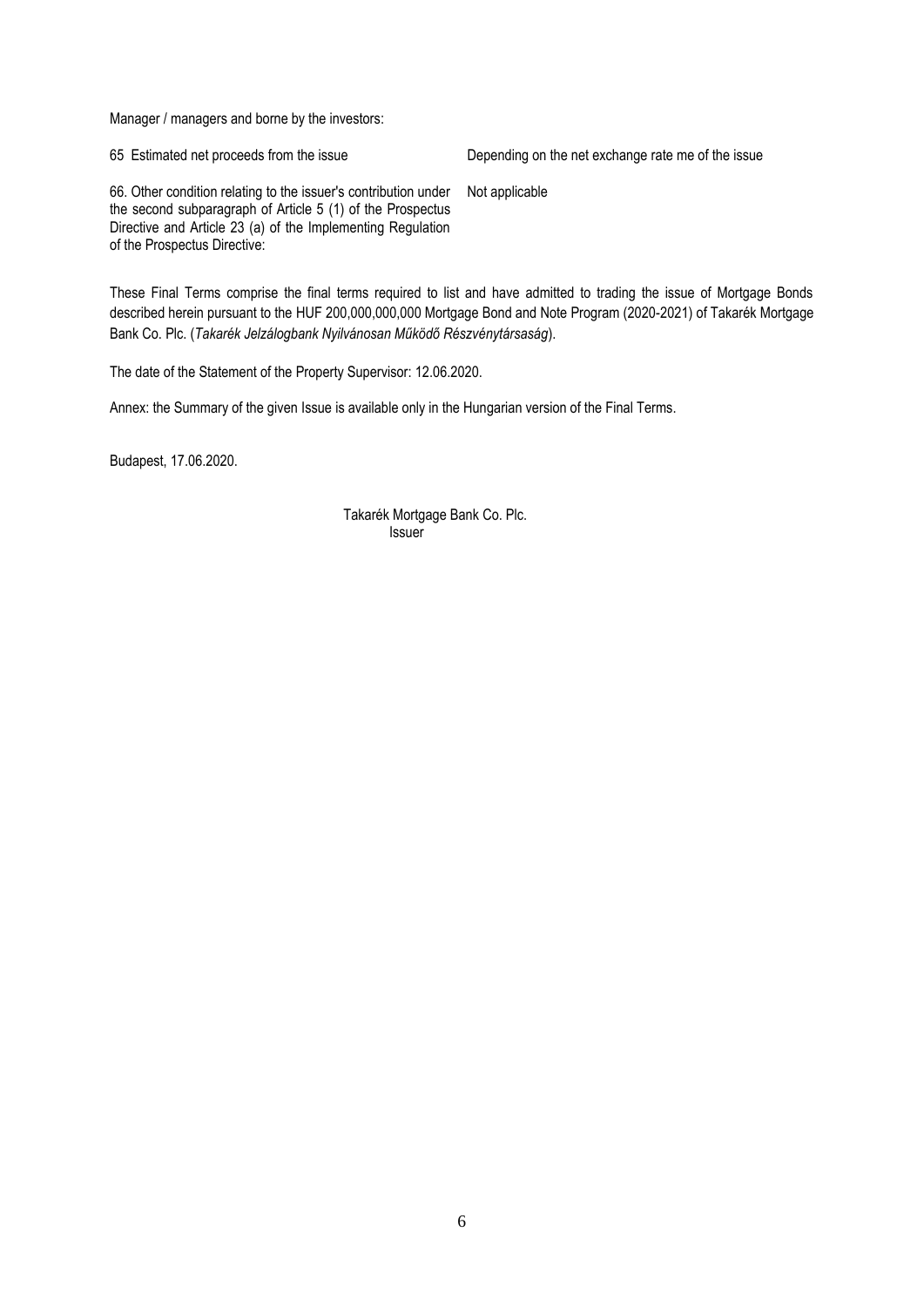Manager / managers and borne by the investors:

| | |
|---|---|
| 65 Estimated net proceeds from the issue | Depending on the net exchange rate me of the issue |
| 66. Other condition relating to the issuer's contribution under the second subparagraph of Article 5 (1) of the Prospectus Directive and Article 23 (a) of the Implementing Regulation of the Prospectus Directive: | Not applicable |

These Final Terms comprise the final terms required to list and have admitted to trading the issue of Mortgage Bonds described herein pursuant to the HUF 200,000,000,000 Mortgage Bond and Note Program (2020-2021) of Takarék Mortgage Bank Co. Plc. (*Takarék Jelzálogbank Nyilvánosan Működő Részvénytársaság*).

The date of the Statement of the Property Supervisor: 12.06.2020.

Annex: the Summary of the given Issue is available only in the Hungarian version of the Final Terms.

Budapest, 17.06.2020.

Takarék Mortgage Bank Co. Plc.
Issuer